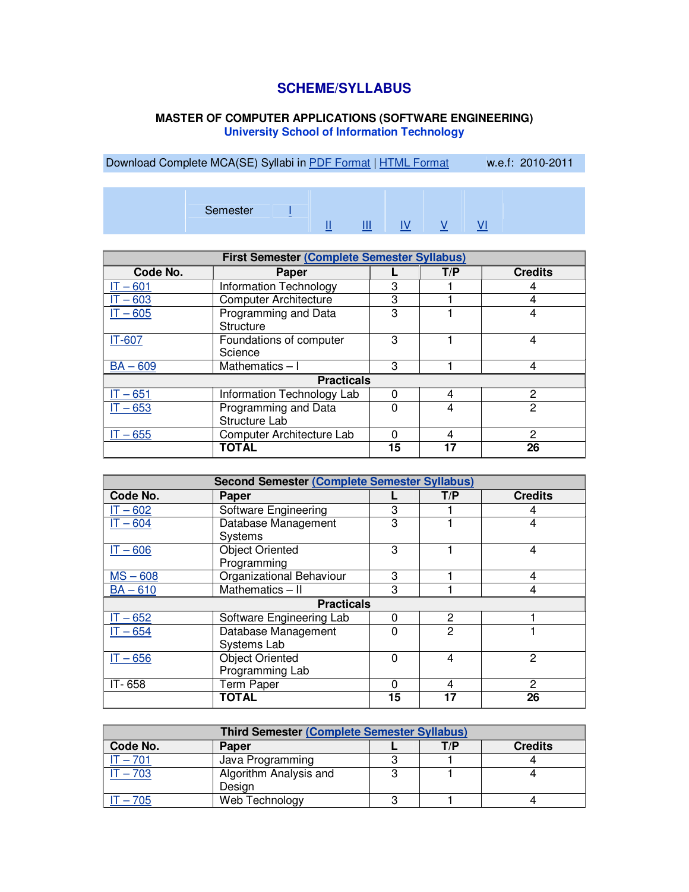# SCHEME/SYLLABUS

## MASTER OF COMPUTER APPLICATIONS (SOFTWARE ENGINEERING)

### University School of Information Technology

Download Complete MCA(SE) Syllabi in PDF Format | HTML Format    w.e.f: 2010-2011

Semester I II III IV V VI

| First Semester (Complete Semester Syllabus) | | | | |
|---|---|---|---|---|
| **Code No.** | **Paper** | **L** | **T/P** | **Credits** |
| IT – 601 | Information Technology | 3 | 1 | 4 |
| IT – 603 | Computer Architecture | 3 | 1 | 4 |
| IT – 605 | Programming and Data Structure | 3 | 1 | 4 |
| IT-607 | Foundations of computer Science | 3 | 1 | 4 |
| BA – 609 | Mathematics – I | 3 | 1 | 4 |
| **Practicals** | | | | |
| IT – 651 | Information Technology Lab | 0 | 4 | 2 |
| IT – 653 | Programming and Data Structure Lab | 0 | 4 | 2 |
| IT – 655 | Computer Architecture Lab | 0 | 4 | 2 |
| | **TOTAL** | **15** | **17** | **26** |

| Second Semester (Complete Semester Syllabus) | | | | |
|---|---|---|---|---|
| **Code No.** | **Paper** | **L** | **T/P** | **Credits** |
| IT – 602 | Software Engineering | 3 | 1 | 4 |
| IT – 604 | Database Management Systems | 3 | 1 | 4 |
| IT – 606 | Object Oriented Programming | 3 | 1 | 4 |
| MS – 608 | Organizational Behaviour | 3 | 1 | 4 |
| BA – 610 | Mathematics – II | 3 | 1 | 4 |
| **Practicals** | | | | |
| IT – 652 | Software Engineering Lab | 0 | 2 | 1 |
| IT – 654 | Database Management Systems Lab | 0 | 2 | 1 |
| IT – 656 | Object Oriented Programming Lab | 0 | 4 | 2 |
| IT- 658 | Term Paper | 0 | 4 | 2 |
| | **TOTAL** | **15** | **17** | **26** |

| Third Semester (Complete Semester Syllabus) | | | | |
|---|---|---|---|---|
| **Code No.** | **Paper** | **L** | **T/P** | **Credits** |
| IT – 701 | Java Programming | 3 | 1 | 4 |
| IT – 703 | Algorithm Analysis and Design | 3 | 1 | 4 |
| IT – 705 | Web Technology | 3 | 1 | 4 |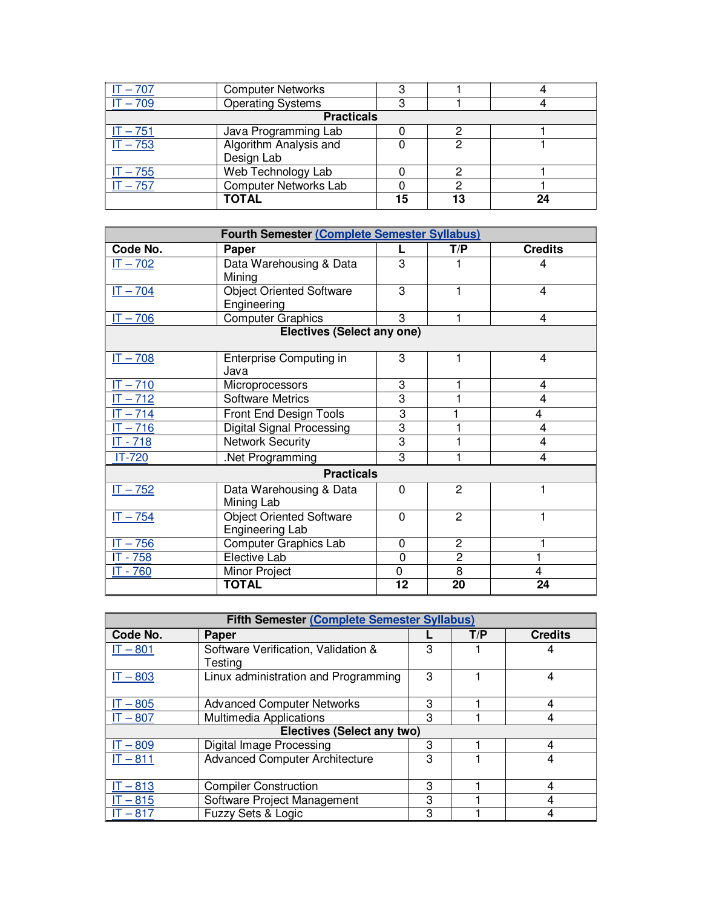| | | | | |
|---|---|---|---|---|
| IT – 707 | Computer Networks | 3 | 1 | 4 |
| IT – 709 | Operating Systems | 3 | 1 | 4 |
| **Practicals** | | | | |
| IT – 751 | Java Programming Lab | 0 | 2 | 1 |
| IT – 753 | Algorithm Analysis and Design Lab | 0 | 2 | 1 |
| IT – 755 | Web Technology Lab | 0 | 2 | 1 |
| IT – 757 | Computer Networks Lab | 0 | 2 | 1 |
| | **TOTAL** | **15** | **13** | **24** |

| **Fourth Semester (Complete Semester Syllabus)** | | | | |
|---|---|---|---|---|
| **Code No.** | **Paper** | **L** | **T/P** | **Credits** |
| IT – 702 | Data Warehousing & Data Mining | 3 | 1 | 4 |
| IT – 704 | Object Oriented Software Engineering | 3 | 1 | 4 |
| IT – 706 | Computer Graphics | 3 | 1 | 4 |
| **Electives (Select any one)** | | | | |
| IT – 708 | Enterprise Computing in Java | 3 | 1 | 4 |
| IT – 710 | Microprocessors | 3 | 1 | 4 |
| IT – 712 | Software Metrics | 3 | 1 | 4 |
| IT – 714 | Front End Design Tools | 3 | 1 | 4 |
| IT – 716 | Digital Signal Processing | 3 | 1 | 4 |
| IT - 718 | Network Security | 3 | 1 | 4 |
| IT-720 | .Net Programming | 3 | 1 | 4 |
| **Practicals** | | | | |
| IT – 752 | Data Warehousing & Data Mining Lab | 0 | 2 | 1 |
| IT – 754 | Object Oriented Software Engineering Lab | 0 | 2 | 1 |
| IT – 756 | Computer Graphics Lab | 0 | 2 | 1 |
| IT - 758 | Elective Lab | 0 | 2 | 1 |
| IT - 760 | Minor Project | 0 | 8 | 4 |
| | **TOTAL** | **12** | **20** | **24** |

| **Fifth Semester (Complete Semester Syllabus)** | | | | |
|---|---|---|---|---|
| **Code No.** | **Paper** | **L** | **T/P** | **Credits** |
| IT – 801 | Software Verification, Validation & Testing | 3 | 1 | 4 |
| IT – 803 | Linux administration and Programming | 3 | 1 | 4 |
| IT – 805 | Advanced Computer Networks | 3 | 1 | 4 |
| IT – 807 | Multimedia Applications | 3 | 1 | 4 |
| **Electives (Select any two)** | | | | |
| IT – 809 | Digital Image Processing | 3 | 1 | 4 |
| IT – 811 | Advanced Computer Architecture | 3 | 1 | 4 |
| IT – 813 | Compiler Construction | 3 | 1 | 4 |
| IT – 815 | Software Project Management | 3 | 1 | 4 |
| IT – 817 | Fuzzy Sets & Logic | 3 | 1 | 4 |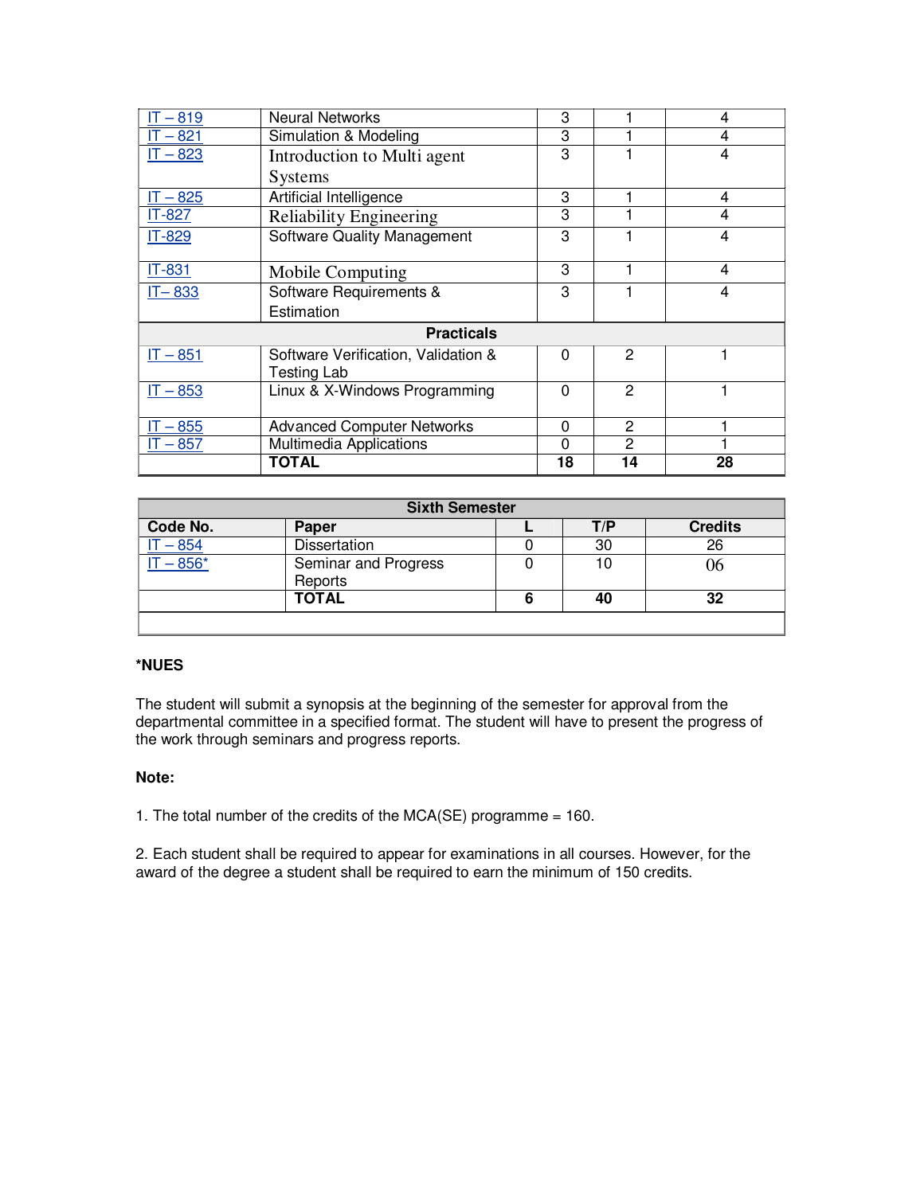| | | | | |
|---|---|---|---|---|
| IT – 819 | Neural Networks | 3 | 1 | 4 |
| IT – 821 | Simulation & Modeling | 3 | 1 | 4 |
| IT – 823 | Introduction to Multi agent Systems | 3 | 1 | 4 |
| IT – 825 | Artificial Intelligence | 3 | 1 | 4 |
| IT-827 | Reliability Engineering | 3 | 1 | 4 |
| IT-829 | Software Quality Management | 3 | 1 | 4 |
| IT-831 | Mobile Computing | 3 | 1 | 4 |
| IT– 833 | Software Requirements & Estimation | 3 | 1 | 4 |
| | **Practicals** | | | |
| IT – 851 | Software Verification, Validation & Testing Lab | 0 | 2 | 1 |
| IT – 853 | Linux & X-Windows Programming | 0 | 2 | 1 |
| IT – 855 | Advanced Computer Networks | 0 | 2 | 1 |
| IT – 857 | Multimedia Applications | 0 | 2 | 1 |
| | **TOTAL** | **18** | **14** | **28** |

| **Sixth Semester** | | | | |
|---|---|---|---|---|
| **Code No.** | **Paper** | **L** | **T/P** | **Credits** |
| IT – 854 | Dissertation | 0 | 30 | 26 |
| IT – 856* | Seminar and Progress Reports | 0 | 10 | 06 |
| | **TOTAL** | **6** | **40** | **32** |

**\*NUES**

The student will submit a synopsis at the beginning of the semester for approval from the departmental committee in a specified format. The student will have to present the progress of the work through seminars and progress reports.

**Note:**

1. The total number of the credits of the MCA(SE) programme = 160.

2. Each student shall be required to appear for examinations in all courses. However, for the award of the degree a student shall be required to earn the minimum of 150 credits.